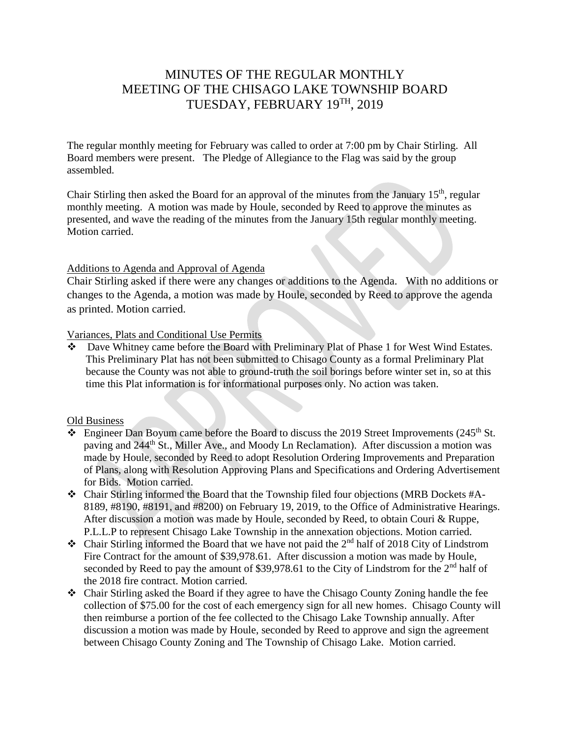# MINUTES OF THE REGULAR MONTHLY MEETING OF THE CHISAGO LAKE TOWNSHIP BOARD TUESDAY, FEBRUARY 19TH, 2019

The regular monthly meeting for February was called to order at 7:00 pm by Chair Stirling. All Board members were present. The Pledge of Allegiance to the Flag was said by the group assembled.

Chair Stirling then asked the Board for an approval of the minutes from the January 15th, regular monthly meeting. A motion was made by Houle, seconded by Reed to approve the minutes as presented, and wave the reading of the minutes from the January 15th regular monthly meeting. Motion carried.

Additions to Agenda and Approval of Agenda

Chair Stirling asked if there were any changes or additions to the Agenda. With no additions or changes to the Agenda, a motion was made by Houle, seconded by Reed to approve the agenda as printed. Motion carried.

Variances, Plats and Conditional Use Permits

- Dave Whitney came before the Board with Preliminary Plat of Phase 1 for West Wind Estates. This Preliminary Plat has not been submitted to Chisago County as a formal Preliminary Plat because the County was not able to ground-truth the soil borings before winter set in, so at this time this Plat information is for informational purposes only. No action was taken.

Old Business

- Engineer Dan Boyum came before the Board to discuss the 2019 Street Improvements (245th St. paving and 244th St., Miller Ave., and Moody Ln Reclamation). After discussion a motion was made by Houle, seconded by Reed to adopt Resolution Ordering Improvements and Preparation of Plans, along with Resolution Approving Plans and Specifications and Ordering Advertisement for Bids. Motion carried.
- Chair Stirling informed the Board that the Township filed four objections (MRB Dockets #A-8189, #8190, #8191, and #8200) on February 19, 2019, to the Office of Administrative Hearings. After discussion a motion was made by Houle, seconded by Reed, to obtain Couri & Ruppe, P.L.L.P to represent Chisago Lake Township in the annexation objections. Motion carried.
- Chair Stirling informed the Board that we have not paid the 2nd half of 2018 City of Lindstrom Fire Contract for the amount of $39,978.61. After discussion a motion was made by Houle, seconded by Reed to pay the amount of $39,978.61 to the City of Lindstrom for the 2nd half of the 2018 fire contract. Motion carried.
- Chair Stirling asked the Board if they agree to have the Chisago County Zoning handle the fee collection of $75.00 for the cost of each emergency sign for all new homes. Chisago County will then reimburse a portion of the fee collected to the Chisago Lake Township annually. After discussion a motion was made by Houle, seconded by Reed to approve and sign the agreement between Chisago County Zoning and The Township of Chisago Lake. Motion carried.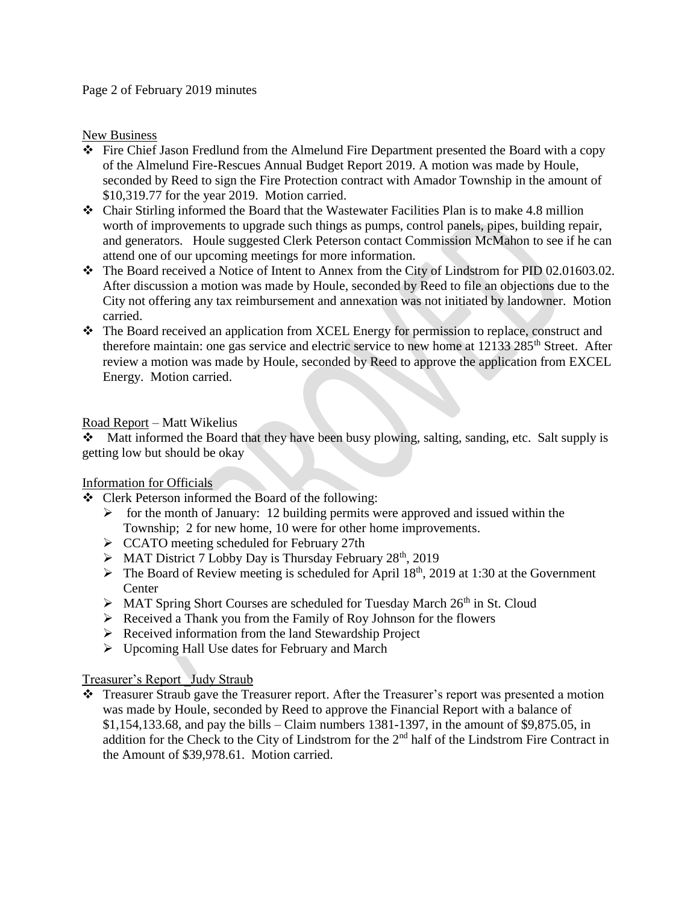Page 2 of February 2019 minutes

New Business

- Fire Chief Jason Fredlund from the Almelund Fire Department presented the Board with a copy of the Almelund Fire-Rescues Annual Budget Report 2019. A motion was made by Houle, seconded by Reed to sign the Fire Protection contract with Amador Township in the amount of $10,319.77 for the year 2019. Motion carried.
- Chair Stirling informed the Board that the Wastewater Facilities Plan is to make 4.8 million worth of improvements to upgrade such things as pumps, control panels, pipes, building repair, and generators. Houle suggested Clerk Peterson contact Commission McMahon to see if he can attend one of our upcoming meetings for more information.
- The Board received a Notice of Intent to Annex from the City of Lindstrom for PID 02.01603.02. After discussion a motion was made by Houle, seconded by Reed to file an objections due to the City not offering any tax reimbursement and annexation was not initiated by landowner. Motion carried.
- The Board received an application from XCEL Energy for permission to replace, construct and therefore maintain: one gas service and electric service to new home at 12133 285th Street. After review a motion was made by Houle, seconded by Reed to approve the application from EXCEL Energy. Motion carried.

Road Report – Matt Wikelius

- Matt informed the Board that they have been busy plowing, salting, sanding, etc. Salt supply is getting low but should be okay

Information for Officials

- Clerk Peterson informed the Board of the following:
  - for the month of January: 12 building permits were approved and issued within the Township; 2 for new home, 10 were for other home improvements.
  - CCATO meeting scheduled for February 27th
  - MAT District 7 Lobby Day is Thursday February 28th, 2019
  - The Board of Review meeting is scheduled for April 18th, 2019 at 1:30 at the Government Center
  - MAT Spring Short Courses are scheduled for Tuesday March 26th in St. Cloud
  - Received a Thank you from the Family of Roy Johnson for the flowers
  - Received information from the land Stewardship Project
  - Upcoming Hall Use dates for February and March

Treasurer's Report _Judy Straub

- Treasurer Straub gave the Treasurer report. After the Treasurer's report was presented a motion was made by Houle, seconded by Reed to approve the Financial Report with a balance of $1,154,133.68, and pay the bills – Claim numbers 1381-1397, in the amount of $9,875.05, in addition for the Check to the City of Lindstrom for the 2nd half of the Lindstrom Fire Contract in the Amount of $39,978.61. Motion carried.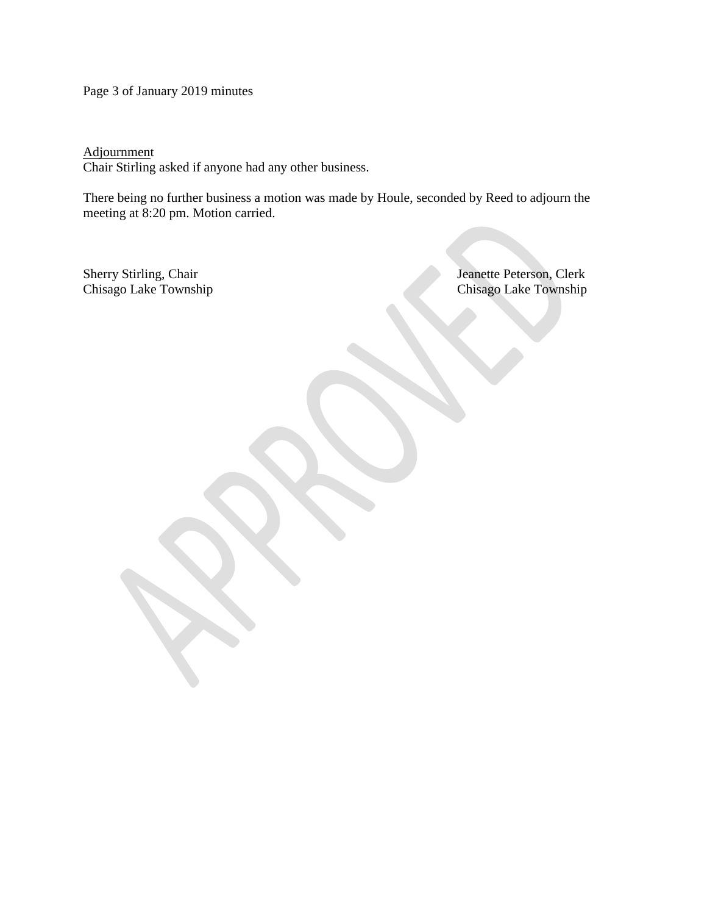Adjournment

Chair Stirling asked if anyone had any other business.

There being no further business a motion was made by Houle, seconded by Reed to adjourn the meeting at 8:20 pm. Motion carried.

Sherry Stirling, Chair
Chisago Lake Township

Jeanette Peterson, Clerk
Chisago Lake Township

APPROVED